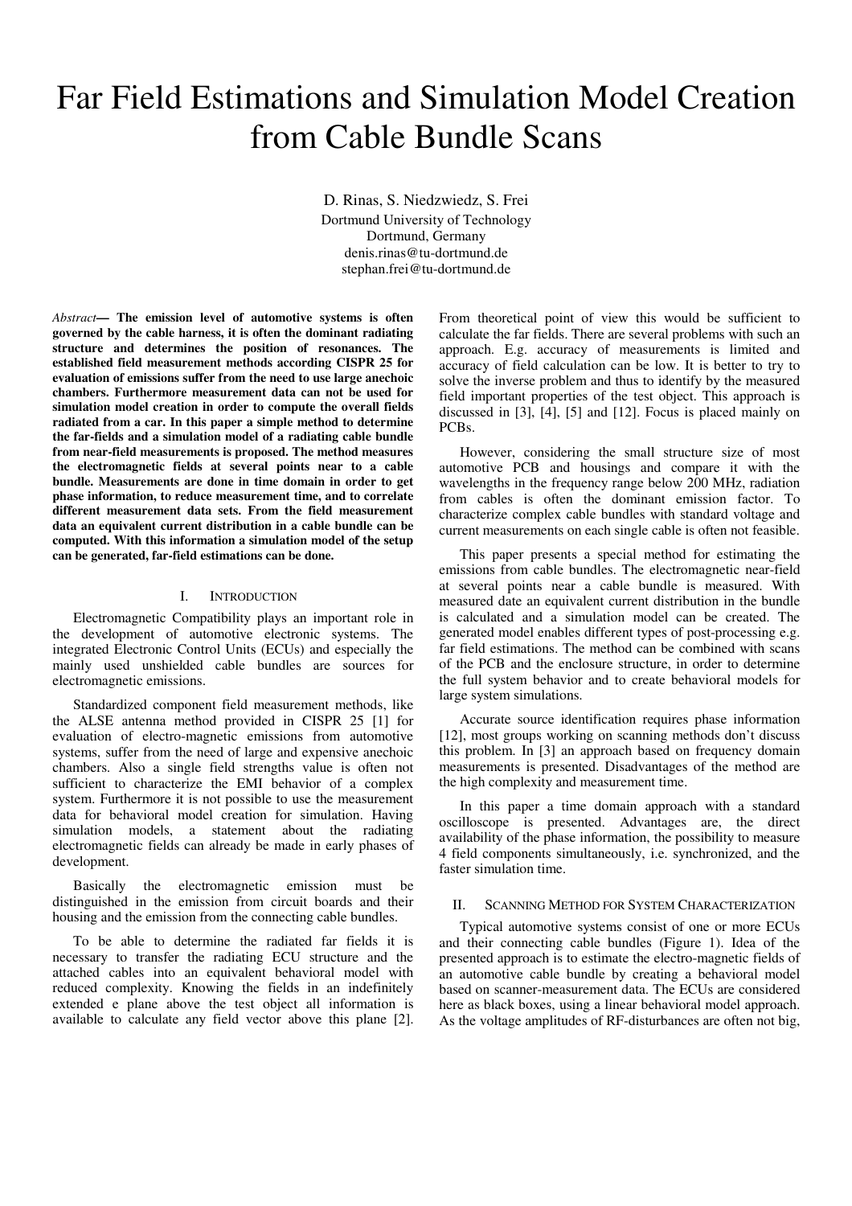# Far Field Estimations and Simulation Model Creation from Cable Bundle Scans

D. Rinas, S. Niedzwiedz, S. Frei
Dortmund University of Technology
Dortmund, Germany
denis.rinas@tu-dortmund.de
stephan.frei@tu-dortmund.de

*Abstract*— **The emission level of automotive systems is often governed by the cable harness, it is often the dominant radiating structure and determines the position of resonances. The established field measurement methods according CISPR 25 for evaluation of emissions suffer from the need to use large anechoic chambers. Furthermore measurement data can not be used for simulation model creation in order to compute the overall fields radiated from a car. In this paper a simple method to determine the far-fields and a simulation model of a radiating cable bundle from near-field measurements is proposed. The method measures the electromagnetic fields at several points near to a cable bundle. Measurements are done in time domain in order to get phase information, to reduce measurement time, and to correlate different measurement data sets. From the field measurement data an equivalent current distribution in a cable bundle can be computed. With this information a simulation model of the setup can be generated, far-field estimations can be done.**

## I. Introduction

Electromagnetic Compatibility plays an important role in the development of automotive electronic systems. The integrated Electronic Control Units (ECUs) and especially the mainly used unshielded cable bundles are sources for electromagnetic emissions.

Standardized component field measurement methods, like the ALSE antenna method provided in CISPR 25 [1] for evaluation of electro-magnetic emissions from automotive systems, suffer from the need of large and expensive anechoic chambers. Also a single field strengths value is often not sufficient to characterize the EMI behavior of a complex system. Furthermore it is not possible to use the measurement data for behavioral model creation for simulation. Having simulation models, a statement about the radiating electromagnetic fields can already be made in early phases of development.

Basically the electromagnetic emission must be distinguished in the emission from circuit boards and their housing and the emission from the connecting cable bundles.

To be able to determine the radiated far fields it is necessary to transfer the radiating ECU structure and the attached cables into an equivalent behavioral model with reduced complexity. Knowing the fields in an indefinitely extended e plane above the test object all information is available to calculate any field vector above this plane [2]. From theoretical point of view this would be sufficient to calculate the far fields. There are several problems with such an approach. E.g. accuracy of measurements is limited and accuracy of field calculation can be low. It is better to try to solve the inverse problem and thus to identify by the measured field important properties of the test object. This approach is discussed in [3], [4], [5] and [12]. Focus is placed mainly on PCBs.

However, considering the small structure size of most automotive PCB and housings and compare it with the wavelengths in the frequency range below 200 MHz, radiation from cables is often the dominant emission factor. To characterize complex cable bundles with standard voltage and current measurements on each single cable is often not feasible.

This paper presents a special method for estimating the emissions from cable bundles. The electromagnetic near-field at several points near a cable bundle is measured. With measured date an equivalent current distribution in the bundle is calculated and a simulation model can be created. The generated model enables different types of post-processing e.g. far field estimations. The method can be combined with scans of the PCB and the enclosure structure, in order to determine the full system behavior and to create behavioral models for large system simulations.

Accurate source identification requires phase information [12], most groups working on scanning methods don't discuss this problem. In [3] an approach based on frequency domain measurements is presented. Disadvantages of the method are the high complexity and measurement time.

In this paper a time domain approach with a standard oscilloscope is presented. Advantages are, the direct availability of the phase information, the possibility to measure 4 field components simultaneously, i.e. synchronized, and the faster simulation time.

## II. Scanning Method for System Characterization

Typical automotive systems consist of one or more ECUs and their connecting cable bundles (Figure 1). Idea of the presented approach is to estimate the electro-magnetic fields of an automotive cable bundle by creating a behavioral model based on scanner-measurement data. The ECUs are considered here as black boxes, using a linear behavioral model approach. As the voltage amplitudes of RF-disturbances are often not big,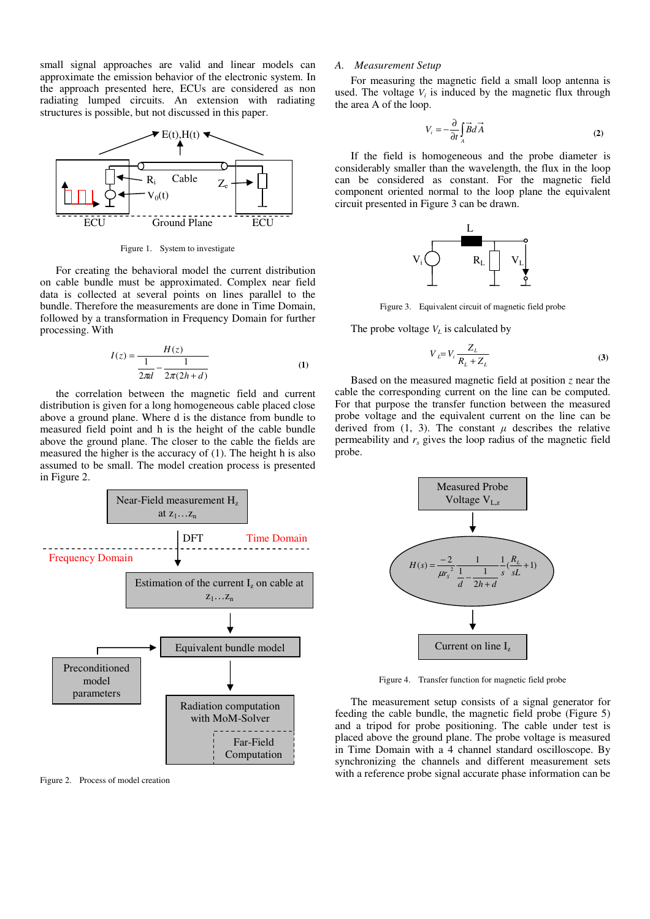small signal approaches are valid and linear models can approximate the emission behavior of the electronic system. In the approach presented here, ECUs are considered as non radiating lumped circuits. An extension with radiating structures is possible, but not discussed in this paper.

Figure 1. System to investigate

For creating the behavioral model the current distribution on cable bundle must be approximated. Complex near field data is collected at several points on lines parallel to the bundle. Therefore the measurements are done in Time Domain, followed by a transformation in Frequency Domain for further processing. With

$$I(z) = \frac{H(z)}{\frac{1}{2\pi d} - \frac{1}{2\pi(2h+d)}} \tag{1}$$

the correlation between the magnetic field and current distribution is given for a long homogeneous cable placed close above a ground plane. Where d is the distance from bundle to measured field point and h is the height of the cable bundle above the ground plane. The closer to the cable the fields are measured the higher is the accuracy of (1). The height h is also assumed to be small. The model creation process is presented in Figure 2.

Figure 2. Process of model creation

## A. Measurement Setup

For measuring the magnetic field a small loop antenna is used. The voltage $V_i$ is induced by the magnetic flux through the area A of the loop.

$$V_i = -\frac{\partial}{\partial t}\int_A \vec{B}\, d\vec{A} \tag{2}$$

If the field is homogeneous and the probe diameter is considerably smaller than the wavelength, the flux in the loop can be considered as constant. For the magnetic field component oriented normal to the loop plane the equivalent circuit presented in Figure 3 can be drawn.

Figure 3. Equivalent circuit of magnetic field probe

The probe voltage $V_L$ is calculated by

$$V_L = V_i \frac{Z_L}{R_L + Z_L} \tag{3}$$

Based on the measured magnetic field at position $z$ near the cable the corresponding current on the line can be computed. For that purpose the transfer function between the measured probe voltage and the equivalent current on the line can be derived from (1, 3). The constant $\mu$ describes the relative permeability and $r_s$ gives the loop radius of the magnetic field probe.

$$H(s) = \frac{-2}{\mu r_s^2} \frac{1}{\frac{1}{d} - \frac{1}{2h+d}} \frac{1}{s}\left(\frac{R_L}{sL} + 1\right)$$

Figure 4. Transfer function for magnetic field probe

The measurement setup consists of a signal generator for feeding the cable bundle, the magnetic field probe (Figure 5) and a tripod for probe positioning. The cable under test is placed above the ground plane. The probe voltage is measured in Time Domain with a 4 channel standard oscilloscope. By synchronizing the channels and different measurement sets with a reference probe signal accurate phase information can be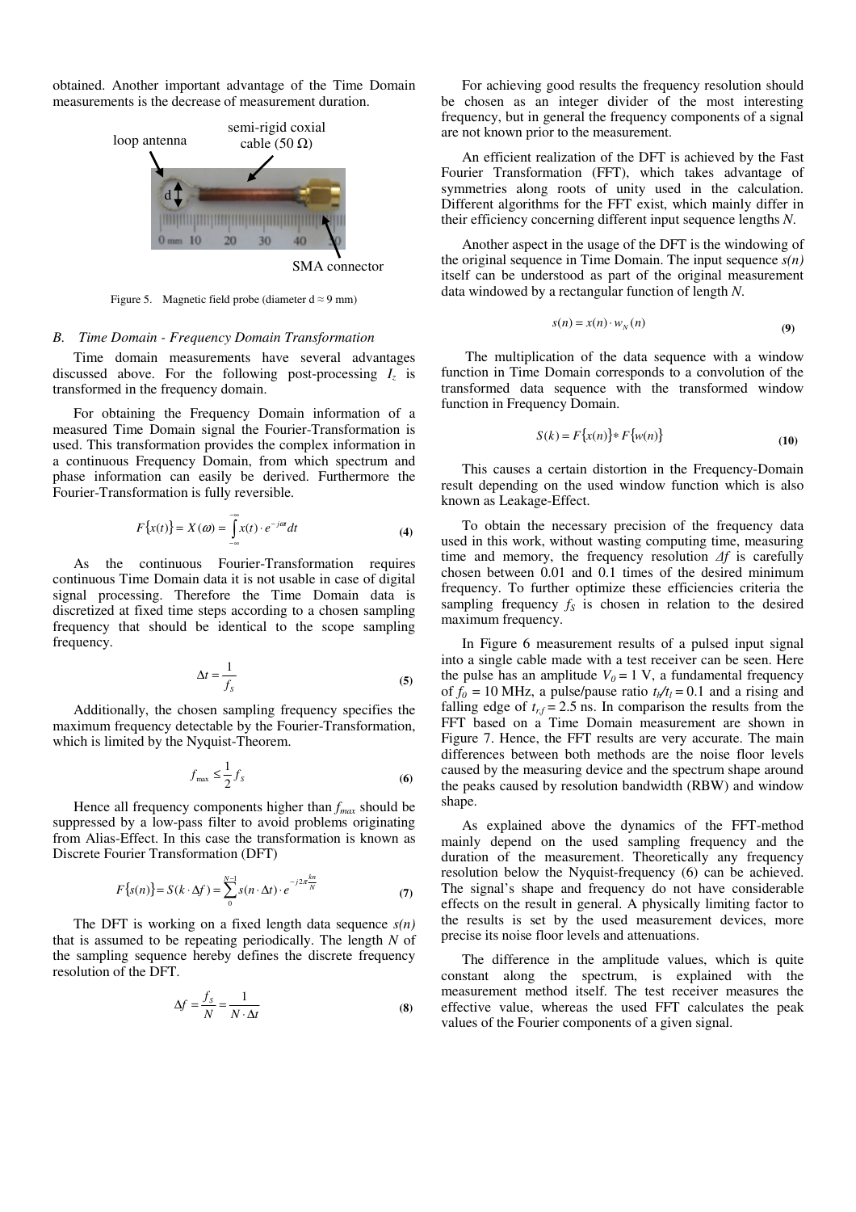obtained. Another important advantage of the Time Domain measurements is the decrease of measurement duration.

Figure 5. Magnetic field probe (diameter d ≈ 9 mm)

## B. Time Domain - Frequency Domain Transformation

Time domain measurements have several advantages discussed above. For the following post-processing $I_z$ is transformed in the frequency domain.

For obtaining the Frequency Domain information of a measured Time Domain signal the Fourier-Transformation is used. This transformation provides the complex information in a continuous Frequency Domain, from which spectrum and phase information can easily be derived. Furthermore the Fourier-Transformation is fully reversible.

$$F\{x(t)\} = X(\omega) = \int_{-\infty}^{-\infty} x(t) \cdot e^{-j\omega t} dt \tag{4}$$

As the continuous Fourier-Transformation requires continuous Time Domain data it is not usable in case of digital signal processing. Therefore the Time Domain data is discretized at fixed time steps according to a chosen sampling frequency that should be identical to the scope sampling frequency.

$$\Delta t = \frac{1}{f_S} \tag{5}$$

Additionally, the chosen sampling frequency specifies the maximum frequency detectable by the Fourier-Transformation, which is limited by the Nyquist-Theorem.

$$f_{\max} \leq \frac{1}{2} f_S \tag{6}$$

Hence all frequency components higher than $f_{max}$ should be suppressed by a low-pass filter to avoid problems originating from Alias-Effect. In this case the transformation is known as Discrete Fourier Transformation (DFT)

$$F\{s(n)\} = S(k \cdot \Delta f) = \sum_{0}^{N-1} s(n \cdot \Delta t) \cdot e^{-j2\pi \frac{kn}{N}} \tag{7}$$

The DFT is working on a fixed length data sequence *s(n)* that is assumed to be repeating periodically. The length *N* of the sampling sequence hereby defines the discrete frequency resolution of the DFT.

$$\Delta f = \frac{f_S}{N} = \frac{1}{N \cdot \Delta t} \tag{8}$$

For achieving good results the frequency resolution should be chosen as an integer divider of the most interesting frequency, but in general the frequency components of a signal are not known prior to the measurement.

An efficient realization of the DFT is achieved by the Fast Fourier Transformation (FFT), which takes advantage of symmetries along roots of unity used in the calculation. Different algorithms for the FFT exist, which mainly differ in their efficiency concerning different input sequence lengths *N*.

Another aspect in the usage of the DFT is the windowing of the original sequence in Time Domain. The input sequence *s(n)* itself can be understood as part of the original measurement data windowed by a rectangular function of length *N*.

$$s(n) = x(n) \cdot w_N(n) \tag{9}$$

The multiplication of the data sequence with a window function in Time Domain corresponds to a convolution of the transformed data sequence with the transformed window function in Frequency Domain.

$$S(k) = F\{x(n)\} * F\{w(n)\} \tag{10}$$

This causes a certain distortion in the Frequency-Domain result depending on the used window function which is also known as Leakage-Effect.

To obtain the necessary precision of the frequency data used in this work, without wasting computing time, measuring time and memory, the frequency resolution $\Delta f$ is carefully chosen between 0.01 and 0.1 times of the desired minimum frequency. To further optimize these efficiencies criteria the sampling frequency $f_S$ is chosen in relation to the desired maximum frequency.

In Figure 6 measurement results of a pulsed input signal into a single cable made with a test receiver can be seen. Here the pulse has an amplitude $V_0 = 1$ V, a fundamental frequency of $f_0 = 10$ MHz, a pulse/pause ratio $t_h/t_l = 0.1$ and a rising and falling edge of $t_{r,f} = 2.5$ ns. In comparison the results from the FFT based on a Time Domain measurement are shown in Figure 7. Hence, the FFT results are very accurate. The main differences between both methods are the noise floor levels caused by the measuring device and the spectrum shape around the peaks caused by resolution bandwidth (RBW) and window shape.

As explained above the dynamics of the FFT-method mainly depend on the used sampling frequency and the duration of the measurement. Theoretically any frequency resolution below the Nyquist-frequency (6) can be achieved. The signal's shape and frequency do not have considerable effects on the result in general. A physically limiting factor to the results is set by the used measurement devices, more precise its noise floor levels and attenuations.

The difference in the amplitude values, which is quite constant along the spectrum, is explained with the measurement method itself. The test receiver measures the effective value, whereas the used FFT calculates the peak values of the Fourier components of a given signal.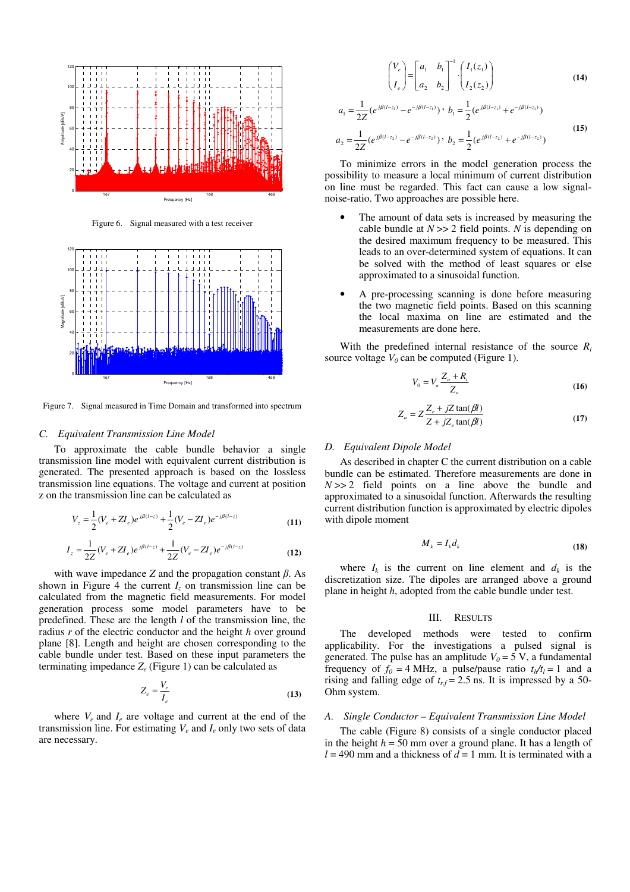Figure 6. Signal measured with a test receiver

Figure 7. Signal measured in Time Domain and transformed into spectrum

### C. Equivalent Transmission Line Model

To approximate the cable bundle behavior a single transmission line model with equivalent current distribution is generated. The presented approach is based on the lossless transmission line equations. The voltage and current at position z on the transmission line can be calculated as

$$V_z = \frac{1}{2}(V_e + ZI_e)e^{j\beta(l-z)} + \frac{1}{2}(V_e - ZI_e)e^{-j\beta(l-z)} \tag{11}$$

$$I_z = \frac{1}{2Z}(V_e + ZI_e)e^{j\beta(l-z)} + \frac{1}{2Z}(V_e - ZI_e)e^{-j\beta(l-z)} \tag{12}$$

with wave impedance $Z$ and the propagation constant $\beta$. As shown in Figure 4 the current $I_z$ on transmission line can be calculated from the magnetic field measurements. For model generation process some model parameters have to be predefined. These are the length $l$ of the transmission line, the radius $r$ of the electric conductor and the height $h$ over ground plane [8]. Length and height are chosen corresponding to the cable bundle under test. Based on these input parameters the terminating impedance $Z_e$ (Figure 1) can be calculated as

$$Z_e = \frac{V_e}{I_e} \tag{13}$$

where $V_e$ and $I_e$ are voltage and current at the end of the transmission line. For estimating $V_e$ and $I_e$ only two sets of data are necessary.

$$\begin{pmatrix} V_e \\ I_e \end{pmatrix} = \begin{bmatrix} a_1 & b_1 \\ a_2 & b_2 \end{bmatrix}^{-1} \cdot \begin{pmatrix} I_1(z_1) \\ I_2(z_2) \end{pmatrix} \tag{14}$$

$$a_1 = \frac{1}{2Z}(e^{j\beta(l-z_1)} - e^{-j\beta(l-z_1)}),\ b_1 = \frac{1}{2}(e^{j\beta(l-z_1)} + e^{-j\beta(l-z_1)})$$
$$a_2 = \frac{1}{2Z}(e^{j\beta(l-z_2)} - e^{-j\beta(l-z_2)}),\ b_2 = \frac{1}{2}(e^{j\beta(l-z_2)} + e^{-j\beta(l-z_2)}) \tag{15}$$

To minimize errors in the model generation process the possibility to measure a local minimum of current distribution on line must be regarded. This fact can cause a low signal-noise-ratio. Two approaches are possible here.

- The amount of data sets is increased by measuring the cable bundle at $N >> 2$ field points. $N$ is depending on the desired maximum frequency to be measured. This leads to an over-determined system of equations. It can be solved with the method of least squares or else approximated to a sinusoidal function.
- A pre-processing scanning is done before measuring the two magnetic field points. Based on this scanning the local maxima on line are estimated and the measurements are done here.

With the predefined internal resistance of the source $R_i$ source voltage $V_0$ can be computed (Figure 1).

$$V_0 = V_a \frac{Z_a + R_i}{Z_a} \tag{16}$$

$$Z_a = Z\frac{Z_e + jZ\tan(\beta l)}{Z + jZ_e\tan(\beta l)} \tag{17}$$

### D. Equivalent Dipole Model

As described in chapter C the current distribution on a cable bundle can be estimated. Therefore measurements are done in $N >> 2$ field points on a line above the bundle and approximated to a sinusoidal function. Afterwards the resulting current distribution function is approximated by electric dipoles with dipole moment

$$M_k = I_k d_k \tag{18}$$

where $I_k$ is the current on line element and $d_k$ is the discretization size. The dipoles are arranged above a ground plane in height $h$, adopted from the cable bundle under test.

## III. Results

The developed methods were tested to confirm applicability. For the investigations a pulsed signal is generated. The pulse has an amplitude $V_0 = 5$ V, a fundamental frequency of $f_0 = 4$ MHz, a pulse/pause ratio $t_h/t_l = 1$ and a rising and falling edge of $t_{r,f} = 2.5$ ns. It is impressed by a 50-Ohm system.

### A. Single Conductor – Equivalent Transmission Line Model

The cable (Figure 8) consists of a single conductor placed in the height $h = 50$ mm over a ground plane. It has a length of $l = 490$ mm and a thickness of $d = 1$ mm. It is terminated with a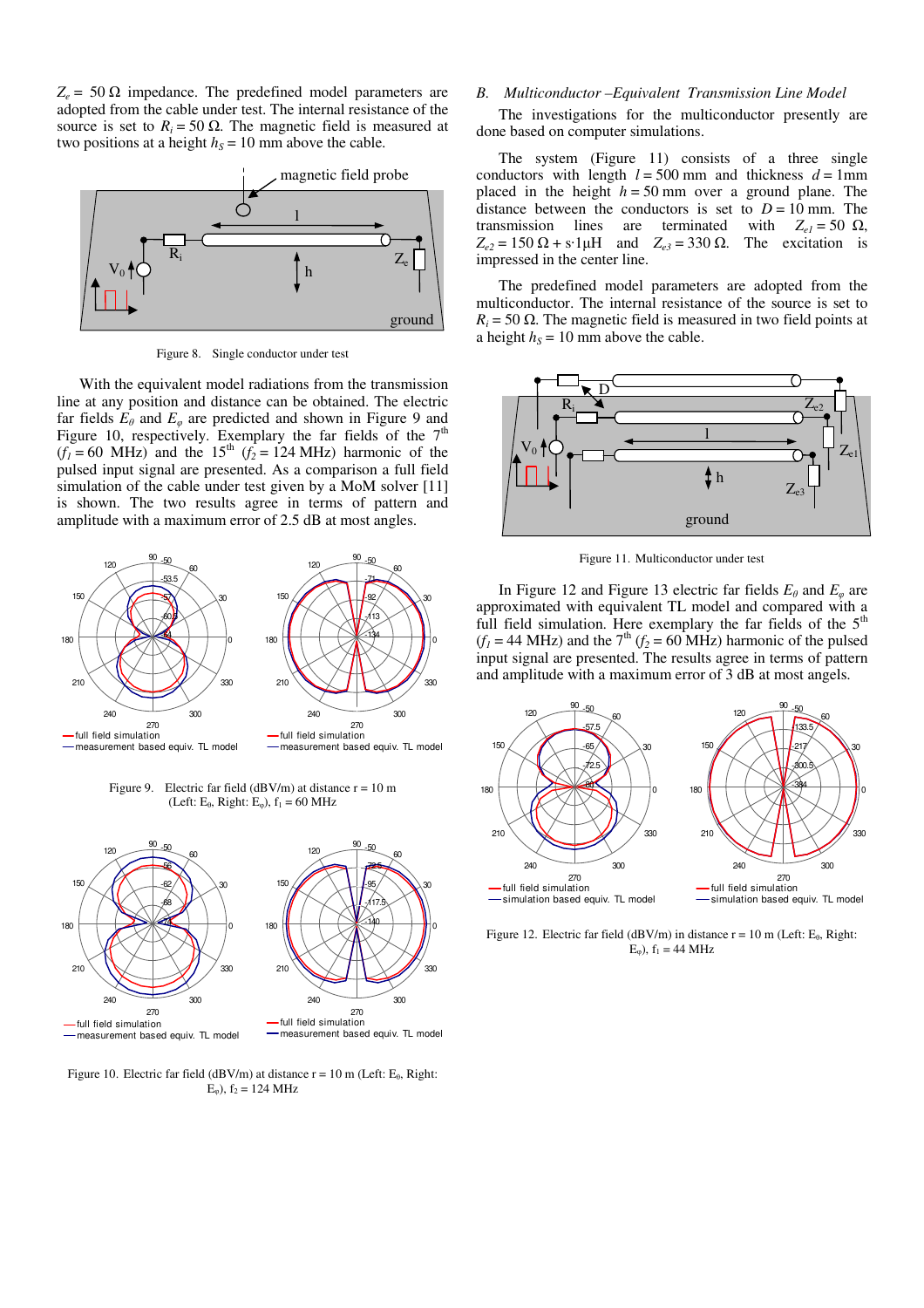$Z_e = 50\ \Omega$ impedance. The predefined model parameters are adopted from the cable under test. The internal resistance of the source is set to $R_i = 50\ \Omega$. The magnetic field is measured at two positions at a height $h_S = 10$ mm above the cable.

Figure 8. Single conductor under test

With the equivalent model radiations from the transmission line at any position and distance can be obtained. The electric far fields $E_\theta$ and $E_\varphi$ are predicted and shown in Figure 9 and Figure 10, respectively. Exemplary the far fields of the 7[th] ($f_1 = 60$ MHz) and the 15[th] ($f_2 = 124$ MHz) harmonic of the pulsed input signal are presented. As a comparison a full field simulation of the cable under test given by a MoM solver [11] is shown. The two results agree in terms of pattern and amplitude with a maximum error of 2.5 dB at most angles.

Figure 9. Electric far field (dBV/m) at distance r = 10 m (Left: $E_\theta$, Right: $E_\varphi$), $f_1$ = 60 MHz

Figure 10. Electric far field (dBV/m) at distance r = 10 m (Left: $E_\theta$, Right: $E_\varphi$), $f_2$ = 124 MHz

### B. *Multiconductor –Equivalent Transmission Line Model*

The investigations for the multiconductor presently are done based on computer simulations.

The system (Figure 11) consists of a three single conductors with length $l = 500$ mm and thickness $d = 1$mm placed in the height $h = 50$ mm over a ground plane. The distance between the conductors is set to $D = 10$ mm. The transmission lines are terminated with $Z_{e1} = 50\ \Omega$, $Z_{e2} = 150\ \Omega + s{\cdot}1\mu\text{H}$ and $Z_{e3} = 330\ \Omega$. The excitation is impressed in the center line.

The predefined model parameters are adopted from the multiconductor. The internal resistance of the source is set to $R_i = 50\ \Omega$. The magnetic field is measured in two field points at a height $h_S = 10$ mm above the cable.

Figure 11. Multiconductor under test

In Figure 12 and Figure 13 electric far fields $E_\theta$ and $E_\varphi$ are approximated with equivalent TL model and compared with a full field simulation. Here exemplary the far fields of the 5[th] ($f_1 = 44$ MHz) and the 7[th] ($f_2 = 60$ MHz) harmonic of the pulsed input signal are presented. The results agree in terms of pattern and amplitude with a maximum error of 3 dB at most angels.

Figure 12. Electric far field (dBV/m) in distance r = 10 m (Left: $E_\theta$, Right: $E_\varphi$), $f_1$ = 44 MHz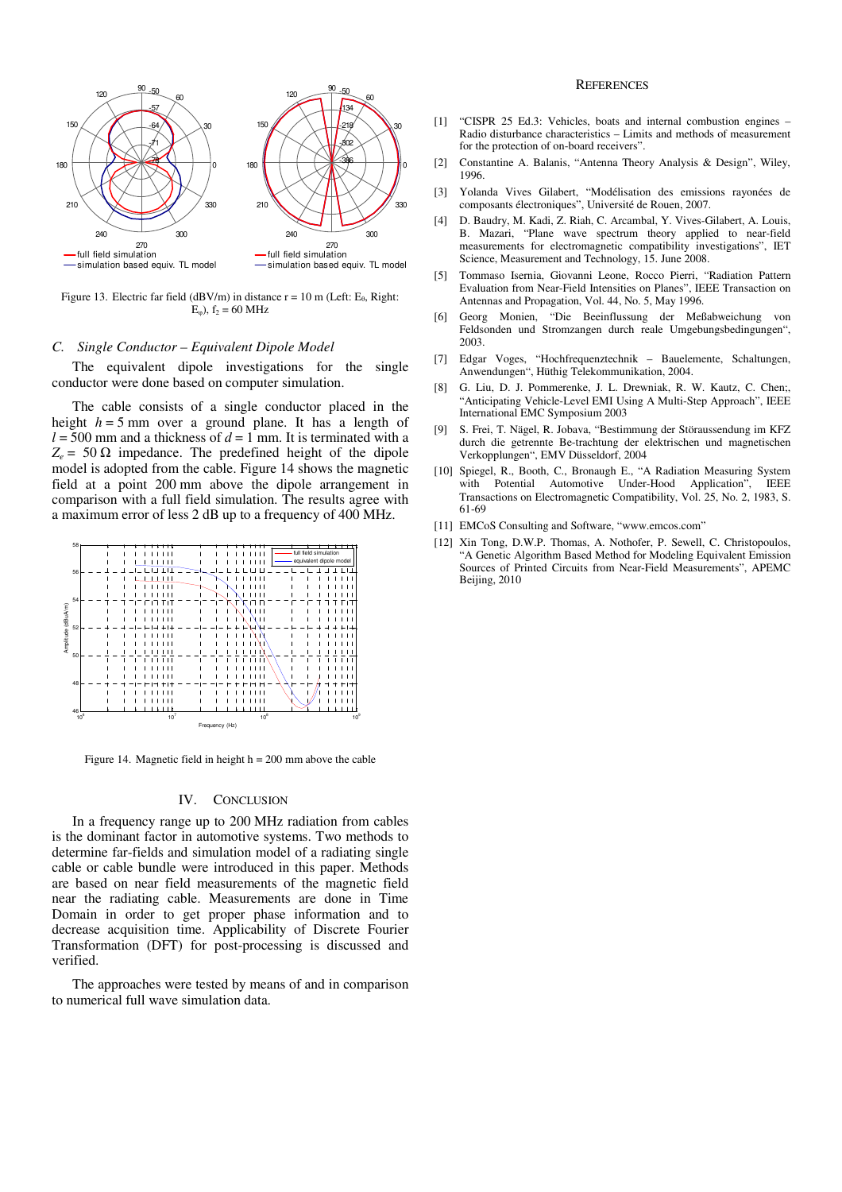90 -50
120 60
-57
150 -64 30
-71
180 -78 0
210 330
240 300
270
full field simulation
simulation based equiv. TL model

90 -50
120 60
134
150 -218 30
-302
180 -386 0
210 330
240 300
270
full field simulation
simulation based equiv. TL model

Figure 13. Electric far field (dBV/m) in distance r = 10 m (Left: $E_\theta$, Right: $E_\varphi$), $f_2$ = 60 MHz

### C. *Single Conductor – Equivalent Dipole Model*

The equivalent dipole investigations for the single conductor were done based on computer simulation.

The cable consists of a single conductor placed in the height $h = 5$ mm over a ground plane. It has a length of $l = 500$ mm and a thickness of $d = 1$ mm. It is terminated with a $Z_e = 50\,\Omega$ impedance. The predefined height of the dipole model is adopted from the cable. Figure 14 shows the magnetic field at a point 200 mm above the dipole arrangement in comparison with a full field simulation. The results agree with a maximum error of less 2 dB up to a frequency of 400 MHz.

full field simulation
equivalent dipole model
Amplitude (dBuA/m)
58
56
54
52
50
48
46
$10^6$ $10^7$ $10^8$ $10^9$
Frequency (Hz)

Figure 14. Magnetic field in height h = 200 mm above the cable

## IV. Conclusion

In a frequency range up to 200 MHz radiation from cables is the dominant factor in automotive systems. Two methods to determine far-fields and simulation model of a radiating single cable or cable bundle were introduced in this paper. Methods are based on near field measurements of the magnetic field near the radiating cable. Measurements are done in Time Domain in order to get proper phase information and to decrease acquisition time. Applicability of Discrete Fourier Transformation (DFT) for post-processing is discussed and verified.

The approaches were tested by means of and in comparison to numerical full wave simulation data.

## References

[1] "CISPR 25 Ed.3: Vehicles, boats and internal combustion engines – Radio disturbance characteristics – Limits and methods of measurement for the protection of on-board receivers".

[2] Constantine A. Balanis, "Antenna Theory Analysis & Design", Wiley, 1996.

[3] Yolanda Vives Gilabert, "Modélisation des emissions rayonées de composants électroniques", Université de Rouen, 2007.

[4] D. Baudry, M. Kadi, Z. Riah, C. Arcambal, Y. Vives-Gilabert, A. Louis, B. Mazari, "Plane wave spectrum theory applied to near-field measurements for electromagnetic compatibility investigations", IET Science, Measurement and Technology, 15. June 2008.

[5] Tommaso Isernia, Giovanni Leone, Rocco Pierri, "Radiation Pattern Evaluation from Near-Field Intensities on Planes", IEEE Transaction on Antennas and Propagation, Vol. 44, No. 5, May 1996.

[6] Georg Monien, "Die Beeinflussung der Meßabweichung von Feldsonden und Stromzangen durch reale Umgebungsbedingungen", 2003.

[7] Edgar Voges, "Hochfrequenztechnik – Bauelemente, Schaltungen, Anwendungen", Hüthig Telekommunikation, 2004.

[8] G. Liu, D. J. Pommerenke, J. L. Drewniak, R. W. Kautz, C. Chen;, "Anticipating Vehicle-Level EMI Using A Multi-Step Approach", IEEE International EMC Symposium 2003

[9] S. Frei, T. Nägel, R. Jobava, "Bestimmung der Störaussendung im KFZ durch die getrennte Be-trachtung der elektrischen und magnetischen Verkopplungen", EMV Düsseldorf, 2004

[10] Spiegel, R., Booth, C., Bronaugh E., "A Radiation Measuring System with Potential Automotive Under-Hood Application", IEEE Transactions on Electromagnetic Compatibility, Vol. 25, No. 2, 1983, S. 61-69

[11] EMCoS Consulting and Software, "www.emcos.com"

[12] Xin Tong, D.W.P. Thomas, A. Nothofer, P. Sewell, C. Christopoulos, "A Genetic Algorithm Based Method for Modeling Equivalent Emission Sources of Printed Circuits from Near-Field Measurements", APEMC Beijing, 2010